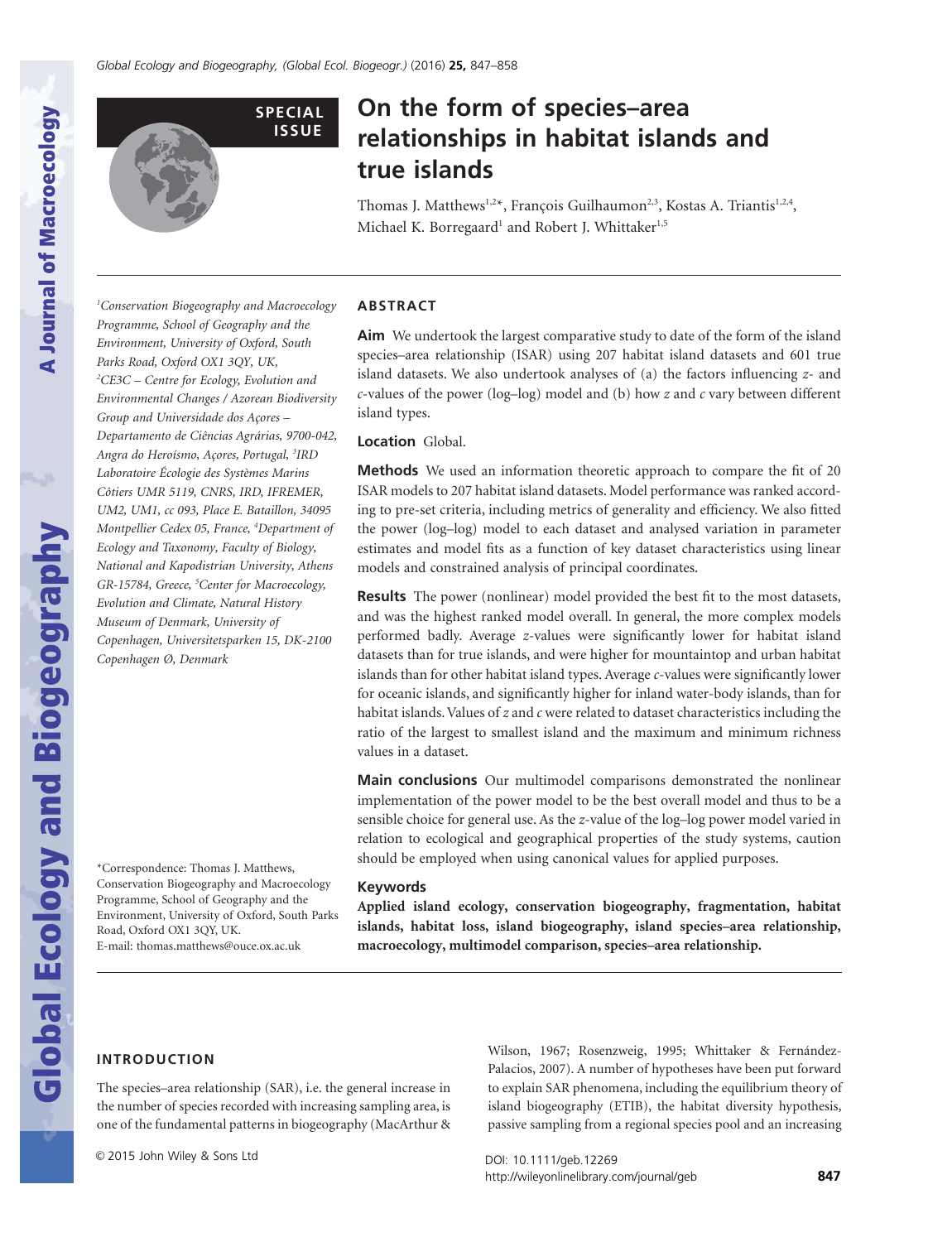SPECIAL ISSUE

# On the form of species–area relationships in habitat islands and true islands

Thomas J. Matthews[1,2*], François Guilhaumon[2,3], Kostas A. Triantis[1,2,4], Michael K. Borregaard[1] and Robert J. Whittaker[1,5]

[1]Conservation Biogeography and Macroecology Programme, School of Geography and the Environment, University of Oxford, South Parks Road, Oxford OX1 3QY, UK, [2]CE3C – Centre for Ecology, Evolution and Environmental Changes / Azorean Biodiversity Group and Universidade dos Açores – Departamento de Ciências Agrárias, 9700-042, Angra do Heroísmo, Açores, Portugal, [3]IRD Laboratoire Écologie des Systèmes Marins Côtiers UMR 5119, CNRS, IRD, IFREMER, UM2, UM1, cc 093, Place E. Bataillon, 34095 Montpellier Cedex 05, France, [4]Department of Ecology and Taxonomy, Faculty of Biology, National and Kapodistrian University, Athens GR-15784, Greece, [5]Center for Macroecology, Evolution and Climate, Natural History Museum of Denmark, University of Copenhagen, Universitetsparken 15, DK-2100 Copenhagen Ø, Denmark

*Correspondence: Thomas J. Matthews, Conservation Biogeography and Macroecology Programme, School of Geography and the Environment, University of Oxford, South Parks Road, Oxford OX1 3QY, UK.
E-mail: thomas.matthews@ouce.ox.ac.uk

## ABSTRACT

**Aim** We undertook the largest comparative study to date of the form of the island species–area relationship (ISAR) using 207 habitat island datasets and 601 true island datasets. We also undertook analyses of (a) the factors influencing *z*- and *c*-values of the power (log–log) model and (b) how *z* and *c* vary between different island types.

**Location** Global.

**Methods** We used an information theoretic approach to compare the fit of 20 ISAR models to 207 habitat island datasets. Model performance was ranked according to pre-set criteria, including metrics of generality and efficiency. We also fitted the power (log–log) model to each dataset and analysed variation in parameter estimates and model fits as a function of key dataset characteristics using linear models and constrained analysis of principal coordinates.

**Results** The power (nonlinear) model provided the best fit to the most datasets, and was the highest ranked model overall. In general, the more complex models performed badly. Average *z*-values were significantly lower for habitat island datasets than for true islands, and were higher for mountaintop and urban habitat islands than for other habitat island types. Average *c*-values were significantly lower for oceanic islands, and significantly higher for inland water-body islands, than for habitat islands. Values of *z* and *c* were related to dataset characteristics including the ratio of the largest to smallest island and the maximum and minimum richness values in a dataset.

**Main conclusions** Our multimodel comparisons demonstrated the nonlinear implementation of the power model to be the best overall model and thus to be a sensible choice for general use. As the *z*-value of the log–log power model varied in relation to ecological and geographical properties of the study systems, caution should be employed when using canonical values for applied purposes.

### Keywords

**Applied island ecology, conservation biogeography, fragmentation, habitat islands, habitat loss, island biogeography, island species–area relationship, macroecology, multimodel comparison, species–area relationship.**

## INTRODUCTION

The species–area relationship (SAR), i.e. the general increase in the number of species recorded with increasing sampling area, is one of the fundamental patterns in biogeography (MacArthur & Wilson, 1967; Rosenzweig, 1995; Whittaker & Fernández-Palacios, 2007). A number of hypotheses have been put forward to explain SAR phenomena, including the equilibrium theory of island biogeography (ETIB), the habitat diversity hypothesis, passive sampling from a regional species pool and an increasing

© 2015 John Wiley & Sons Ltd

DOI: 10.1111/geb.12269
http://wileyonlinelibrary.com/journal/geb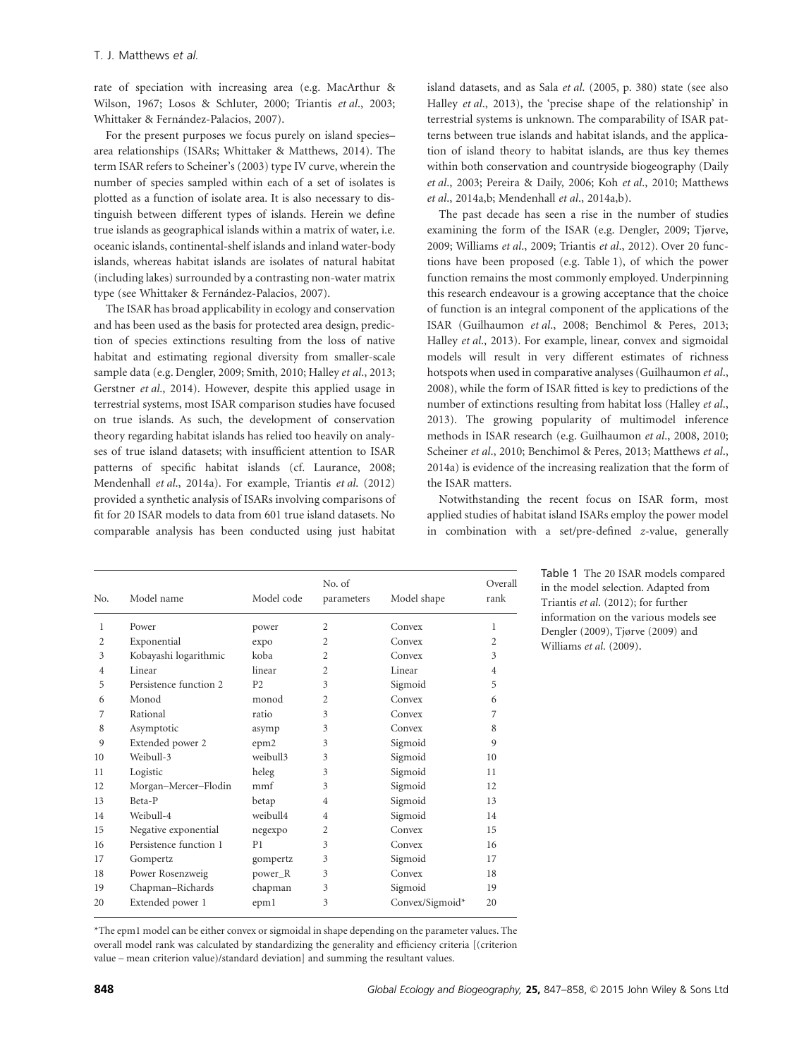rate of speciation with increasing area (e.g. MacArthur & Wilson, 1967; Losos & Schluter, 2000; Triantis *et al*., 2003; Whittaker & Fernández-Palacios, 2007).

For the present purposes we focus purely on island species–area relationships (ISARs; Whittaker & Matthews, 2014). The term ISAR refers to Scheiner's (2003) type IV curve, wherein the number of species sampled within each of a set of isolates is plotted as a function of isolate area. It is also necessary to distinguish between different types of islands. Herein we define true islands as geographical islands within a matrix of water, i.e. oceanic islands, continental-shelf islands and inland water-body islands, whereas habitat islands are isolates of natural habitat (including lakes) surrounded by a contrasting non-water matrix type (see Whittaker & Fernández-Palacios, 2007).

The ISAR has broad applicability in ecology and conservation and has been used as the basis for protected area design, prediction of species extinctions resulting from the loss of native habitat and estimating regional diversity from smaller-scale sample data (e.g. Dengler, 2009; Smith, 2010; Halley *et al*., 2013; Gerstner *et al*., 2014). However, despite this applied usage in terrestrial systems, most ISAR comparison studies have focused on true islands. As such, the development of conservation theory regarding habitat islands has relied too heavily on analyses of true island datasets; with insufficient attention to ISAR patterns of specific habitat islands (cf. Laurance, 2008; Mendenhall *et al*., 2014a). For example, Triantis *et al*. (2012) provided a synthetic analysis of ISARs involving comparisons of fit for 20 ISAR models to data from 601 true island datasets. No comparable analysis has been conducted using just habitat island datasets, and as Sala *et al*. (2005, p. 380) state (see also Halley *et al*., 2013), the 'precise shape of the relationship' in terrestrial systems is unknown. The comparability of ISAR patterns between true islands and habitat islands, and the application of island theory to habitat islands, are thus key themes within both conservation and countryside biogeography (Daily *et al*., 2003; Pereira & Daily, 2006; Koh *et al*., 2010; Matthews *et al*., 2014a,b; Mendenhall *et al*., 2014a,b).

The past decade has seen a rise in the number of studies examining the form of the ISAR (e.g. Dengler, 2009; Tjørve, 2009; Williams *et al*., 2009; Triantis *et al*., 2012). Over 20 functions have been proposed (e.g. Table 1), of which the power function remains the most commonly employed. Underpinning this research endeavour is a growing acceptance that the choice of function is an integral component of the applications of the ISAR (Guilhaumon *et al*., 2008; Benchimol & Peres, 2013; Halley *et al*., 2013). For example, linear, convex and sigmoidal models will result in very different estimates of richness hotspots when used in comparative analyses (Guilhaumon *et al*., 2008), while the form of ISAR fitted is key to predictions of the number of extinctions resulting from habitat loss (Halley *et al*., 2013). The growing popularity of multimodel inference methods in ISAR research (e.g. Guilhaumon *et al*., 2008, 2010; Scheiner *et al*., 2010; Benchimol & Peres, 2013; Matthews *et al*., 2014a) is evidence of the increasing realization that the form of the ISAR matters.

Notwithstanding the recent focus on ISAR form, most applied studies of habitat island ISARs employ the power model in combination with a set/pre-defined *z*-value, generally

**Table 1** The 20 ISAR models compared in the model selection. Adapted from Triantis *et al*. (2012); for further information on the various models see Dengler (2009), Tjørve (2009) and Williams *et al*. (2009).

| No. | Model name | Model code | No. of parameters | Model shape | Overall rank |
|---|---|---|---|---|---|
| 1 | Power | power | 2 | Convex | 1 |
| 2 | Exponential | expo | 2 | Convex | 2 |
| 3 | Kobayashi logarithmic | koba | 2 | Convex | 3 |
| 4 | Linear | linear | 2 | Linear | 4 |
| 5 | Persistence function 2 | P2 | 3 | Sigmoid | 5 |
| 6 | Monod | monod | 2 | Convex | 6 |
| 7 | Rational | ratio | 3 | Convex | 7 |
| 8 | Asymptotic | asymp | 3 | Convex | 8 |
| 9 | Extended power 2 | epm2 | 3 | Sigmoid | 9 |
| 10 | Weibull-3 | weibull3 | 3 | Sigmoid | 10 |
| 11 | Logistic | heleg | 3 | Sigmoid | 11 |
| 12 | Morgan–Mercer–Flodin | mmf | 3 | Sigmoid | 12 |
| 13 | Beta-P | betap | 4 | Sigmoid | 13 |
| 14 | Weibull-4 | weibull4 | 4 | Sigmoid | 14 |
| 15 | Negative exponential | negexpo | 2 | Convex | 15 |
| 16 | Persistence function 1 | P1 | 3 | Convex | 16 |
| 17 | Gompertz | gompertz | 3 | Sigmoid | 17 |
| 18 | Power Rosenzweig | power_R | 3 | Convex | 18 |
| 19 | Chapman–Richards | chapman | 3 | Sigmoid | 19 |
| 20 | Extended power 1 | epm1 | 3 | Convex/Sigmoid* | 20 |

*The epm1 model can be either convex or sigmoidal in shape depending on the parameter values. The overall model rank was calculated by standardizing the generality and efficiency criteria [(criterion value – mean criterion value)/standard deviation] and summing the resultant values.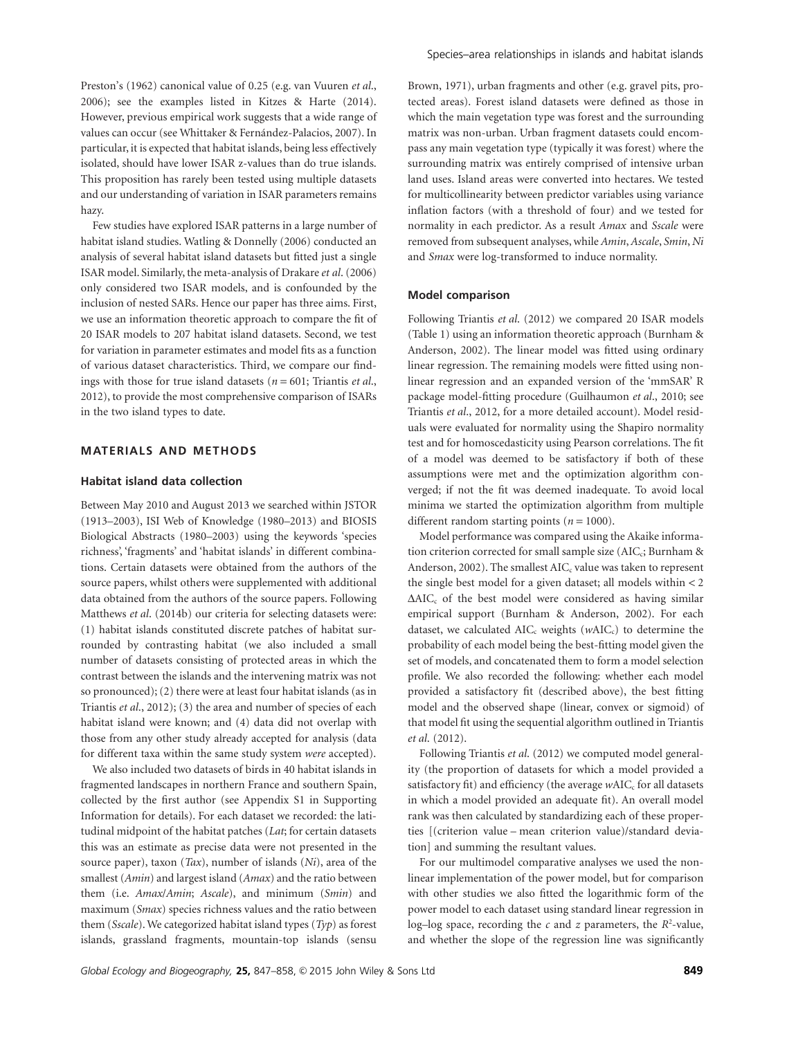Preston's (1962) canonical value of 0.25 (e.g. van Vuuren *et al.*, 2006); see the examples listed in Kitzes & Harte (2014). However, previous empirical work suggests that a wide range of values can occur (see Whittaker & Fernández-Palacios, 2007). In particular, it is expected that habitat islands, being less effectively isolated, should have lower ISAR z-values than do true islands. This proposition has rarely been tested using multiple datasets and our understanding of variation in ISAR parameters remains hazy.

Few studies have explored ISAR patterns in a large number of habitat island studies. Watling & Donnelly (2006) conducted an analysis of several habitat island datasets but fitted just a single ISAR model. Similarly, the meta-analysis of Drakare *et al.* (2006) only considered two ISAR models, and is confounded by the inclusion of nested SARs. Hence our paper has three aims. First, we use an information theoretic approach to compare the fit of 20 ISAR models to 207 habitat island datasets. Second, we test for variation in parameter estimates and model fits as a function of various dataset characteristics. Third, we compare our findings with those for true island datasets ($n = 601$; Triantis *et al.*, 2012), to provide the most comprehensive comparison of ISARs in the two island types to date.

## MATERIALS AND METHODS

### Habitat island data collection

Between May 2010 and August 2013 we searched within JSTOR (1913–2003), ISI Web of Knowledge (1980–2013) and BIOSIS Biological Abstracts (1980–2003) using the keywords 'species richness', 'fragments' and 'habitat islands' in different combinations. Certain datasets were obtained from the authors of the source papers, whilst others were supplemented with additional data obtained from the authors of the source papers. Following Matthews *et al.* (2014b) our criteria for selecting datasets were: (1) habitat islands constituted discrete patches of habitat surrounded by contrasting habitat (we also included a small number of datasets consisting of protected areas in which the contrast between the islands and the intervening matrix was not so pronounced); (2) there were at least four habitat islands (as in Triantis *et al.*, 2012); (3) the area and number of species of each habitat island were known; and (4) data did not overlap with those from any other study already accepted for analysis (data for different taxa within the same study system *were* accepted).

We also included two datasets of birds in 40 habitat islands in fragmented landscapes in northern France and southern Spain, collected by the first author (see Appendix S1 in Supporting Information for details). For each dataset we recorded: the latitudinal midpoint of the habitat patches (*Lat*; for certain datasets this was an estimate as precise data were not presented in the source paper), taxon (*Tax*), number of islands (*Ni*), area of the smallest (*Amin*) and largest island (*Amax*) and the ratio between them (i.e. *Amax*/*Amin*; *Ascale*), and minimum (*Smin*) and maximum (*Smax*) species richness values and the ratio between them (*Sscale*). We categorized habitat island types (*Typ*) as forest islands, grassland fragments, mountain-top islands (sensu Brown, 1971), urban fragments and other (e.g. gravel pits, protected areas). Forest island datasets were defined as those in which the main vegetation type was forest and the surrounding matrix was non-urban. Urban fragment datasets could encompass any main vegetation type (typically it was forest) where the surrounding matrix was entirely comprised of intensive urban land uses. Island areas were converted into hectares. We tested for multicollinearity between predictor variables using variance inflation factors (with a threshold of four) and we tested for normality in each predictor. As a result *Amax* and *Sscale* were removed from subsequent analyses, while *Amin*, *Ascale*, *Smin*, *Ni* and *Smax* were log-transformed to induce normality.

### Model comparison

Following Triantis *et al.* (2012) we compared 20 ISAR models (Table 1) using an information theoretic approach (Burnham & Anderson, 2002). The linear model was fitted using ordinary linear regression. The remaining models were fitted using nonlinear regression and an expanded version of the 'mmSAR' R package model-fitting procedure (Guilhaumon *et al.*, 2010; see Triantis *et al.*, 2012, for a more detailed account). Model residuals were evaluated for normality using the Shapiro normality test and for homoscedasticity using Pearson correlations. The fit of a model was deemed to be satisfactory if both of these assumptions were met and the optimization algorithm converged; if not the fit was deemed inadequate. To avoid local minima we started the optimization algorithm from multiple different random starting points ($n = 1000$).

Model performance was compared using the Akaike information criterion corrected for small sample size ($AIC_c$; Burnham & Anderson, 2002). The smallest $AIC_c$ value was taken to represent the single best model for a given dataset; all models within < 2 $\Delta AIC_c$ of the best model were considered as having similar empirical support (Burnham & Anderson, 2002). For each dataset, we calculated $AIC_c$ weights ($wAIC_c$) to determine the probability of each model being the best-fitting model given the set of models, and concatenated them to form a model selection profile. We also recorded the following: whether each model provided a satisfactory fit (described above), the best fitting model and the observed shape (linear, convex or sigmoid) of that model fit using the sequential algorithm outlined in Triantis *et al.* (2012).

Following Triantis *et al.* (2012) we computed model generality (the proportion of datasets for which a model provided a satisfactory fit) and efficiency (the average $wAIC_c$ for all datasets in which a model provided an adequate fit). An overall model rank was then calculated by standardizing each of these properties [(criterion value – mean criterion value)/standard deviation] and summing the resultant values.

For our multimodel comparative analyses we used the nonlinear implementation of the power model, but for comparison with other studies we also fitted the logarithmic form of the power model to each dataset using standard linear regression in log–log space, recording the *c* and *z* parameters, the $R^2$-value, and whether the slope of the regression line was significantly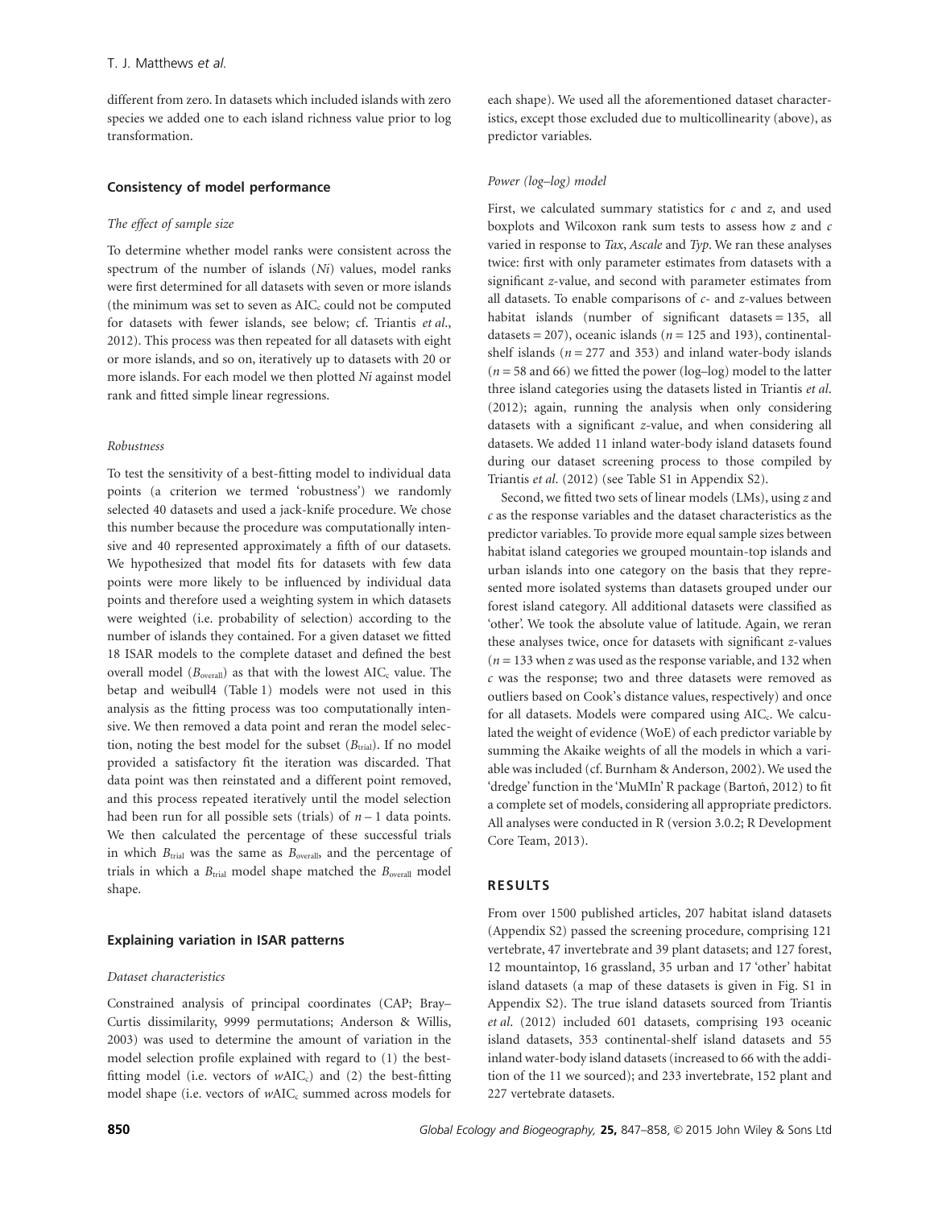different from zero. In datasets which included islands with zero species we added one to each island richness value prior to log transformation.

### Consistency of model performance

#### *The effect of sample size*

To determine whether model ranks were consistent across the spectrum of the number of islands (*Ni*) values, model ranks were first determined for all datasets with seven or more islands (the minimum was set to seven as $AIC_c$ could not be computed for datasets with fewer islands, see below; cf. Triantis *et al*., 2012). This process was then repeated for all datasets with eight or more islands, and so on, iteratively up to datasets with 20 or more islands. For each model we then plotted *Ni* against model rank and fitted simple linear regressions.

#### *Robustness*

To test the sensitivity of a best-fitting model to individual data points (a criterion we termed 'robustness') we randomly selected 40 datasets and used a jack-knife procedure. We chose this number because the procedure was computationally intensive and 40 represented approximately a fifth of our datasets. We hypothesized that model fits for datasets with few data points were more likely to be influenced by individual data points and therefore used a weighting system in which datasets were weighted (i.e. probability of selection) according to the number of islands they contained. For a given dataset we fitted 18 ISAR models to the complete dataset and defined the best overall model ($B_{overall}$) as that with the lowest $AIC_c$ value. The betap and weibull4 (Table 1) models were not used in this analysis as the fitting process was too computationally intensive. We then removed a data point and reran the model selection, noting the best model for the subset ($B_{trial}$). If no model provided a satisfactory fit the iteration was discarded. That data point was then reinstated and a different point removed, and this process repeated iteratively until the model selection had been run for all possible sets (trials) of $n - 1$ data points. We then calculated the percentage of these successful trials in which $B_{trial}$ was the same as $B_{overall}$, and the percentage of trials in which a $B_{trial}$ model shape matched the $B_{overall}$ model shape.

### Explaining variation in ISAR patterns

#### *Dataset characteristics*

Constrained analysis of principal coordinates (CAP; Bray–Curtis dissimilarity, 9999 permutations; Anderson & Willis, 2003) was used to determine the amount of variation in the model selection profile explained with regard to (1) the best-fitting model (i.e. vectors of $wAIC_c$) and (2) the best-fitting model shape (i.e. vectors of $wAIC_c$ summed across models for each shape). We used all the aforementioned dataset characteristics, except those excluded due to multicollinearity (above), as predictor variables.

#### *Power (log–log) model*

First, we calculated summary statistics for *c* and *z*, and used boxplots and Wilcoxon rank sum tests to assess how *z* and *c* varied in response to *Tax*, *Ascale* and *Typ*. We ran these analyses twice: first with only parameter estimates from datasets with a significant *z*-value, and second with parameter estimates from all datasets. To enable comparisons of *c*- and *z*-values between habitat islands (number of significant datasets = 135, all datasets = 207), oceanic islands ($n = 125$ and 193), continental-shelf islands ($n = 277$ and 353) and inland water-body islands ($n = 58$ and 66) we fitted the power (log–log) model to the latter three island categories using the datasets listed in Triantis *et al*. (2012); again, running the analysis when only considering datasets with a significant *z*-value, and when considering all datasets. We added 11 inland water-body island datasets found during our dataset screening process to those compiled by Triantis *et al*. (2012) (see Table S1 in Appendix S2).

Second, we fitted two sets of linear models (LMs), using *z* and *c* as the response variables and the dataset characteristics as the predictor variables. To provide more equal sample sizes between habitat island categories we grouped mountain-top islands and urban islands into one category on the basis that they represented more isolated systems than datasets grouped under our forest island category. All additional datasets were classified as 'other'. We took the absolute value of latitude. Again, we reran these analyses twice, once for datasets with significant *z*-values ($n = 133$ when *z* was used as the response variable, and 132 when *c* was the response; two and three datasets were removed as outliers based on Cook's distance values, respectively) and once for all datasets. Models were compared using $AIC_c$. We calculated the weight of evidence (WoE) of each predictor variable by summing the Akaike weights of all the models in which a variable was included (cf. Burnham & Anderson, 2002). We used the 'dredge' function in the 'MuMIn' R package (Bartoń, 2012) to fit a complete set of models, considering all appropriate predictors. All analyses were conducted in R (version 3.0.2; R Development Core Team, 2013).

## RESULTS

From over 1500 published articles, 207 habitat island datasets (Appendix S2) passed the screening procedure, comprising 121 vertebrate, 47 invertebrate and 39 plant datasets; and 127 forest, 12 mountaintop, 16 grassland, 35 urban and 17 'other' habitat island datasets (a map of these datasets is given in Fig. S1 in Appendix S2). The true island datasets sourced from Triantis *et al*. (2012) included 601 datasets, comprising 193 oceanic island datasets, 353 continental-shelf island datasets and 55 inland water-body island datasets (increased to 66 with the addition of the 11 we sourced); and 233 invertebrate, 152 plant and 227 vertebrate datasets.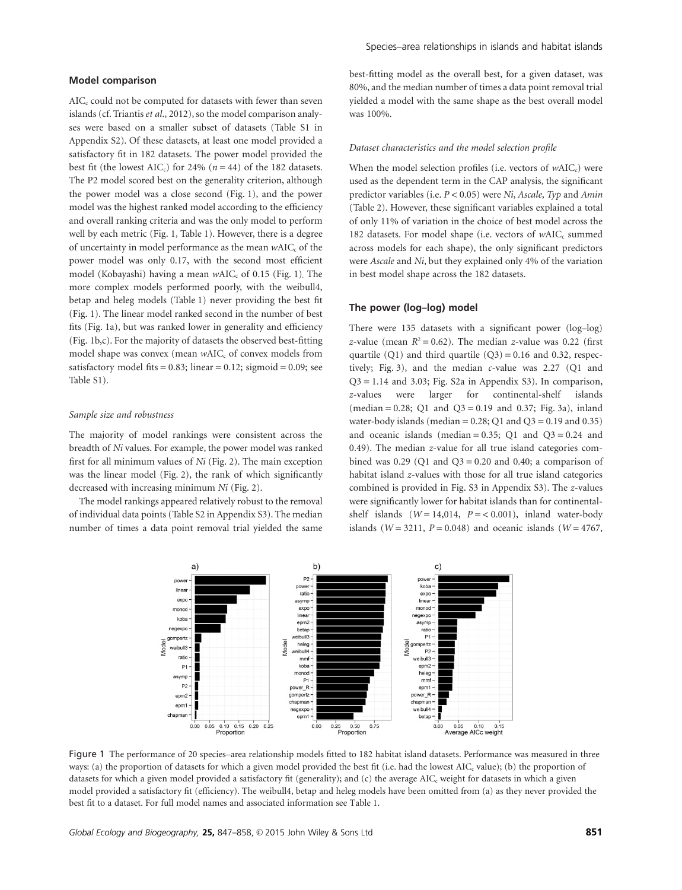## Model comparison

$AIC_c$ could not be computed for datasets with fewer than seven islands (cf. Triantis *et al.*, 2012), so the model comparison analyses were based on a smaller subset of datasets (Table S1 in Appendix S2). Of these datasets, at least one model provided a satisfactory fit in 182 datasets. The power model provided the best fit (the lowest $AIC_c$) for 24% ($n = 44$) of the 182 datasets. The P2 model scored best on the generality criterion, although the power model was a close second (Fig. 1), and the power model was the highest ranked model according to the efficiency and overall ranking criteria and was the only model to perform well by each metric (Fig. 1, Table 1). However, there is a degree of uncertainty in model performance as the mean $wAIC_c$ of the power model was only 0.17, with the second most efficient model (Kobayashi) having a mean $wAIC_c$ of 0.15 (Fig. 1). The more complex models performed poorly, with the weibull4, betap and heleg models (Table 1) never providing the best fit (Fig. 1). The linear model ranked second in the number of best fits (Fig. 1a), but was ranked lower in generality and efficiency (Fig. 1b,c). For the majority of datasets the observed best-fitting model shape was convex (mean $wAIC_c$ of convex models from satisfactory model fits = 0.83; linear = 0.12; sigmoid = 0.09; see Table S1).

### *Sample size and robustness*

The majority of model rankings were consistent across the breadth of *Ni* values. For example, the power model was ranked first for all minimum values of *Ni* (Fig. 2). The main exception was the linear model (Fig. 2), the rank of which significantly decreased with increasing minimum *Ni* (Fig. 2).

The model rankings appeared relatively robust to the removal of individual data points (Table S2 in Appendix S3). The median number of times a data point removal trial yielded the same best-fitting model as the overall best, for a given dataset, was 80%, and the median number of times a data point removal trial yielded a model with the same shape as the best overall model was 100%.

### *Dataset characteristics and the model selection profile*

When the model selection profiles (i.e. vectors of $wAIC_c$) were used as the dependent term in the CAP analysis, the significant predictor variables (i.e. $P < 0.05$) were *Ni*, *Ascale*, *Typ* and *Amin* (Table 2). However, these significant variables explained a total of only 11% of variation in the choice of best model across the 182 datasets. For model shape (i.e. vectors of $wAIC_c$ summed across models for each shape), the only significant predictors were *Ascale* and *Ni*, but they explained only 4% of the variation in best model shape across the 182 datasets.

## The power (log–log) model

There were 135 datasets with a significant power (log–log) *z*-value (mean $R^2 = 0.62$). The median *z*-value was 0.22 (first quartile (Q1) and third quartile (Q3) = 0.16 and 0.32, respectively; Fig. 3), and the median *c*-value was 2.27 (Q1 and Q3 = 1.14 and 3.03; Fig. S2a in Appendix S3). In comparison, *z*-values were larger for continental-shelf islands (median = 0.28; Q1 and Q3 = 0.19 and 0.37; Fig. 3a), inland water-body islands (median = 0.28; Q1 and Q3 = 0.19 and 0.35) and oceanic islands (median = 0.35; Q1 and Q3 = 0.24 and 0.49). The median *z*-value for all true island categories combined was 0.29 (Q1 and Q3 = 0.20 and 0.40; a comparison of habitat island *z*-values with those for all true island categories combined is provided in Fig. S3 in Appendix S3). The *z*-values were significantly lower for habitat islands than for continental-shelf islands ($W = 14{,}014$, $P = < 0.001$), inland water-body islands ($W = 3211$, $P = 0.048$) and oceanic islands ($W = 4767$,

Figure 1 The performance of 20 species–area relationship models fitted to 182 habitat island datasets. Performance was measured in three ways: (a) the proportion of datasets for which a given model provided the best fit (i.e. had the lowest $AIC_c$ value); (b) the proportion of datasets for which a given model provided a satisfactory fit (generality); and (c) the average $AIC_c$ weight for datasets in which a given model provided a satisfactory fit (efficiency). The weibull4, betap and heleg models have been omitted from (a) as they never provided the best fit to a dataset. For full model names and associated information see Table 1.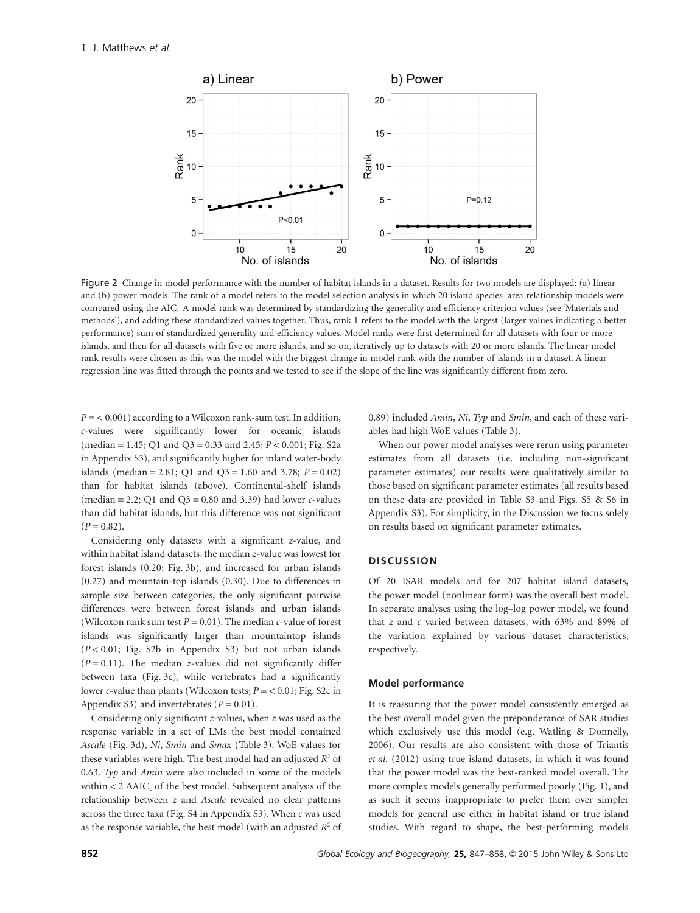Figure 2 Change in model performance with the number of habitat islands in a dataset. Results for two models are displayed: (a) linear and (b) power models. The rank of a model refers to the model selection analysis in which 20 island species–area relationship models were compared using the $AIC_c$. A model rank was determined by standardizing the generality and efficiency criterion values (see 'Materials and methods'), and adding these standardized values together. Thus, rank 1 refers to the model with the largest (larger values indicating a better performance) sum of standardized generality and efficiency values. Model ranks were first determined for all datasets with four or more islands, and then for all datasets with five or more islands, and so on, iteratively up to datasets with 20 or more islands. The linear model rank results were chosen as this was the model with the biggest change in model rank with the number of islands in a dataset. A linear regression line was fitted through the points and we tested to see if the slope of the line was significantly different from zero.

$P = < 0.001$) according to a Wilcoxon rank-sum test. In addition, *c*-values were significantly lower for oceanic islands (median = 1.45; Q1 and Q3 = 0.33 and 2.45; $P < 0.001$; Fig. S2a in Appendix S3), and significantly higher for inland water-body islands (median = 2.81; Q1 and Q3 = 1.60 and 3.78; $P = 0.02$) than for habitat islands (above). Continental-shelf islands (median = 2.2; Q1 and Q3 = 0.80 and 3.39) had lower *c*-values than did habitat islands, but this difference was not significant ($P = 0.82$).

Considering only datasets with a significant *z*-value, and within habitat island datasets, the median *z*-value was lowest for forest islands (0.20; Fig. 3b), and increased for urban islands (0.27) and mountain-top islands (0.30). Due to differences in sample size between categories, the only significant pairwise differences were between forest islands and urban islands (Wilcoxon rank sum test $P = 0.01$). The median *c*-value of forest islands was significantly larger than mountaintop islands ($P < 0.01$; Fig. S2b in Appendix S3) but not urban islands ($P = 0.11$). The median *z*-values did not significantly differ between taxa (Fig. 3c), while vertebrates had a significantly lower *c*-value than plants (Wilcoxon tests; $P = < 0.01$; Fig. S2c in Appendix S3) and invertebrates ($P = 0.01$).

Considering only significant *z*-values, when *z* was used as the response variable in a set of LMs the best model contained *Ascale* (Fig. 3d), *Ni*, *Smin* and *Smax* (Table 3). WoE values for these variables were high. The best model had an adjusted $R^2$ of 0.63. *Typ* and *Amin* were also included in some of the models within $< 2\ \Delta AIC_c$ of the best model. Subsequent analysis of the relationship between *z* and *Ascale* revealed no clear patterns across the three taxa (Fig. S4 in Appendix S3). When *c* was used as the response variable, the best model (with an adjusted $R^2$ of 0.89) included *Amin*, *Ni*, *Typ* and *Smin*, and each of these variables had high WoE values (Table 3).

When our power model analyses were rerun using parameter estimates from all datasets (i.e. including non-significant parameter estimates) our results were qualitatively similar to those based on significant parameter estimates (all results based on these data are provided in Table S3 and Figs. S5 & S6 in Appendix S3). For simplicity, in the Discussion we focus solely on results based on significant parameter estimates.

## DISCUSSION

Of 20 ISAR models and for 207 habitat island datasets, the power model (nonlinear form) was the overall best model. In separate analyses using the log–log power model, we found that *z* and *c* varied between datasets, with 63% and 89% of the variation explained by various dataset characteristics, respectively.

### Model performance

It is reassuring that the power model consistently emerged as the best overall model given the preponderance of SAR studies which exclusively use this model (e.g. Watling & Donnelly, 2006). Our results are also consistent with those of Triantis *et al.* (2012) using true island datasets, in which it was found that the power model was the best-ranked model overall. The more complex models generally performed poorly (Fig. 1), and as such it seems inappropriate to prefer them over simpler models for general use either in habitat island or true island studies. With regard to shape, the best-performing models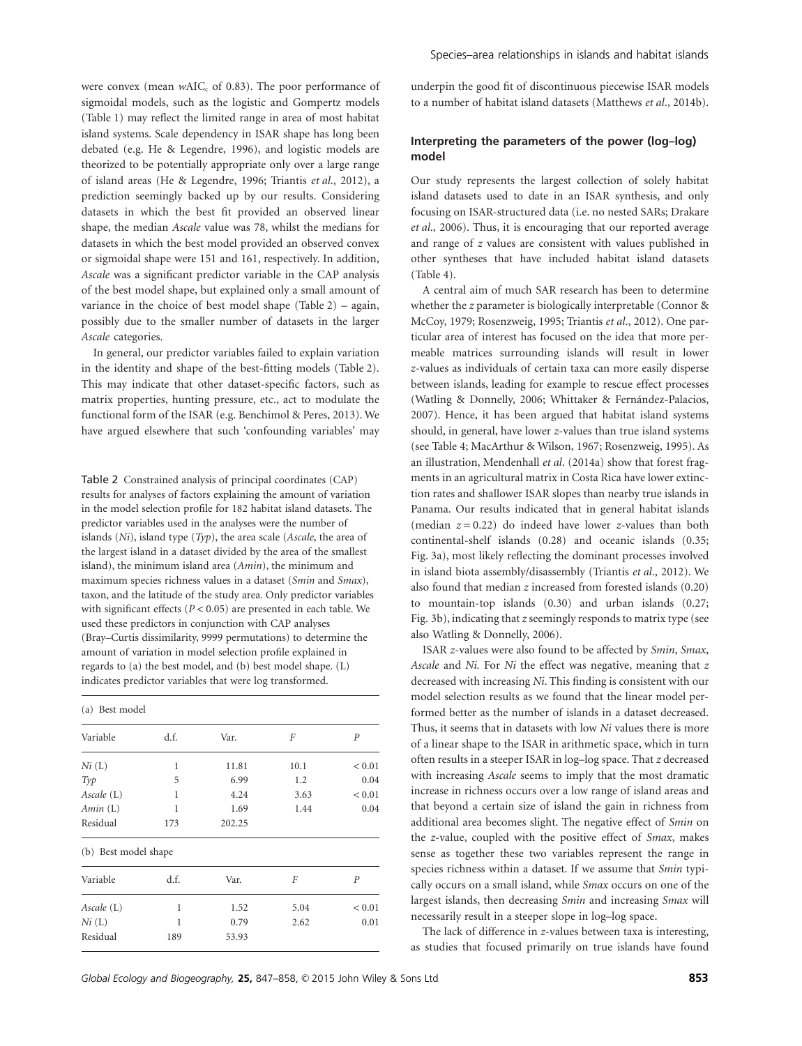were convex (mean $wAIC_c$ of 0.83). The poor performance of sigmoidal models, such as the logistic and Gompertz models (Table 1) may reflect the limited range in area of most habitat island systems. Scale dependency in ISAR shape has long been debated (e.g. He & Legendre, 1996), and logistic models are theorized to be potentially appropriate only over a large range of island areas (He & Legendre, 1996; Triantis *et al*., 2012), a prediction seemingly backed up by our results. Considering datasets in which the best fit provided an observed linear shape, the median *Ascale* value was 78, whilst the medians for datasets in which the best model provided an observed convex or sigmoidal shape were 151 and 161, respectively. In addition, *Ascale* was a significant predictor variable in the CAP analysis of the best model shape, but explained only a small amount of variance in the choice of best model shape (Table 2) – again, possibly due to the smaller number of datasets in the larger *Ascale* categories.

In general, our predictor variables failed to explain variation in the identity and shape of the best-fitting models (Table 2). This may indicate that other dataset-specific factors, such as matrix properties, hunting pressure, etc., act to modulate the functional form of the ISAR (e.g. Benchimol & Peres, 2013). We have argued elsewhere that such 'confounding variables' may underpin the good fit of discontinuous piecewise ISAR models to a number of habitat island datasets (Matthews *et al*., 2014b).

Table 2 Constrained analysis of principal coordinates (CAP) results for analyses of factors explaining the amount of variation in the model selection profile for 182 habitat island datasets. The predictor variables used in the analyses were the number of islands (*Ni*), island type (*Typ*), the area scale (*Ascale*, the area of the largest island in a dataset divided by the area of the smallest island), the minimum island area (*Amin*), the minimum and maximum species richness values in a dataset (*Smin* and *Smax*), taxon, and the latitude of the study area. Only predictor variables with significant effects ($P < 0.05$) are presented in each table. We used these predictors in conjunction with CAP analyses (Bray–Curtis dissimilarity, 9999 permutations) to determine the amount of variation in model selection profile explained in regards to (a) the best model, and (b) best model shape. (L) indicates predictor variables that were log transformed.

(a) Best model

| Variable | d.f. | Var. | *F* | *P* |
|---|---|---|---|---|
| *Ni* (L) | 1 | 11.81 | 10.1 | < 0.01 |
| *Typ* | 5 | 6.99 | 1.2 | 0.04 |
| *Ascale* (L) | 1 | 4.24 | 3.63 | < 0.01 |
| *Amin* (L) | 1 | 1.69 | 1.44 | 0.04 |
| Residual | 173 | 202.25 | | |

(b) Best model shape

| Variable | d.f. | Var. | *F* | *P* |
|---|---|---|---|---|
| *Ascale* (L) | 1 | 1.52 | 5.04 | < 0.01 |
| *Ni* (L) | 1 | 0.79 | 2.62 | 0.01 |
| Residual | 189 | 53.93 | | |

### Interpreting the parameters of the power (log–log) model

Our study represents the largest collection of solely habitat island datasets used to date in an ISAR synthesis, and only focusing on ISAR-structured data (i.e. no nested SARs; Drakare *et al*., 2006). Thus, it is encouraging that our reported average and range of *z* values are consistent with values published in other syntheses that have included habitat island datasets (Table 4).

A central aim of much SAR research has been to determine whether the *z* parameter is biologically interpretable (Connor & McCoy, 1979; Rosenzweig, 1995; Triantis *et al*., 2012). One particular area of interest has focused on the idea that more permeable matrices surrounding islands will result in lower *z*-values as individuals of certain taxa can more easily disperse between islands, leading for example to rescue effect processes (Watling & Donnelly, 2006; Whittaker & Fernández-Palacios, 2007). Hence, it has been argued that habitat island systems should, in general, have lower *z*-values than true island systems (see Table 4; MacArthur & Wilson, 1967; Rosenzweig, 1995). As an illustration, Mendenhall *et al*. (2014a) show that forest fragments in an agricultural matrix in Costa Rica have lower extinction rates and shallower ISAR slopes than nearby true islands in Panama. Our results indicated that in general habitat islands (median $z = 0.22$) do indeed have lower *z*-values than both continental-shelf islands (0.28) and oceanic islands (0.35; Fig. 3a), most likely reflecting the dominant processes involved in island biota assembly/disassembly (Triantis *et al*., 2012). We also found that median *z* increased from forested islands (0.20) to mountain-top islands (0.30) and urban islands (0.27; Fig. 3b), indicating that *z* seemingly responds to matrix type (see also Watling & Donnelly, 2006).

ISAR *z*-values were also found to be affected by *Smin*, *Smax*, *Ascale* and *Ni*. For *Ni* the effect was negative, meaning that *z* decreased with increasing *Ni*. This finding is consistent with our model selection results as we found that the linear model performed better as the number of islands in a dataset decreased. Thus, it seems that in datasets with low *Ni* values there is more of a linear shape to the ISAR in arithmetic space, which in turn often results in a steeper ISAR in log–log space. That *z* decreased with increasing *Ascale* seems to imply that the most dramatic increase in richness occurs over a low range of island areas and that beyond a certain size of island the gain in richness from additional area becomes slight. The negative effect of *Smin* on the *z*-value, coupled with the positive effect of *Smax*, makes sense as together these two variables represent the range in species richness within a dataset. If we assume that *Smin* typically occurs on a small island, while *Smax* occurs on one of the largest islands, then decreasing *Smin* and increasing *Smax* will necessarily result in a steeper slope in log–log space.

The lack of difference in *z*-values between taxa is interesting, as studies that focused primarily on true islands have found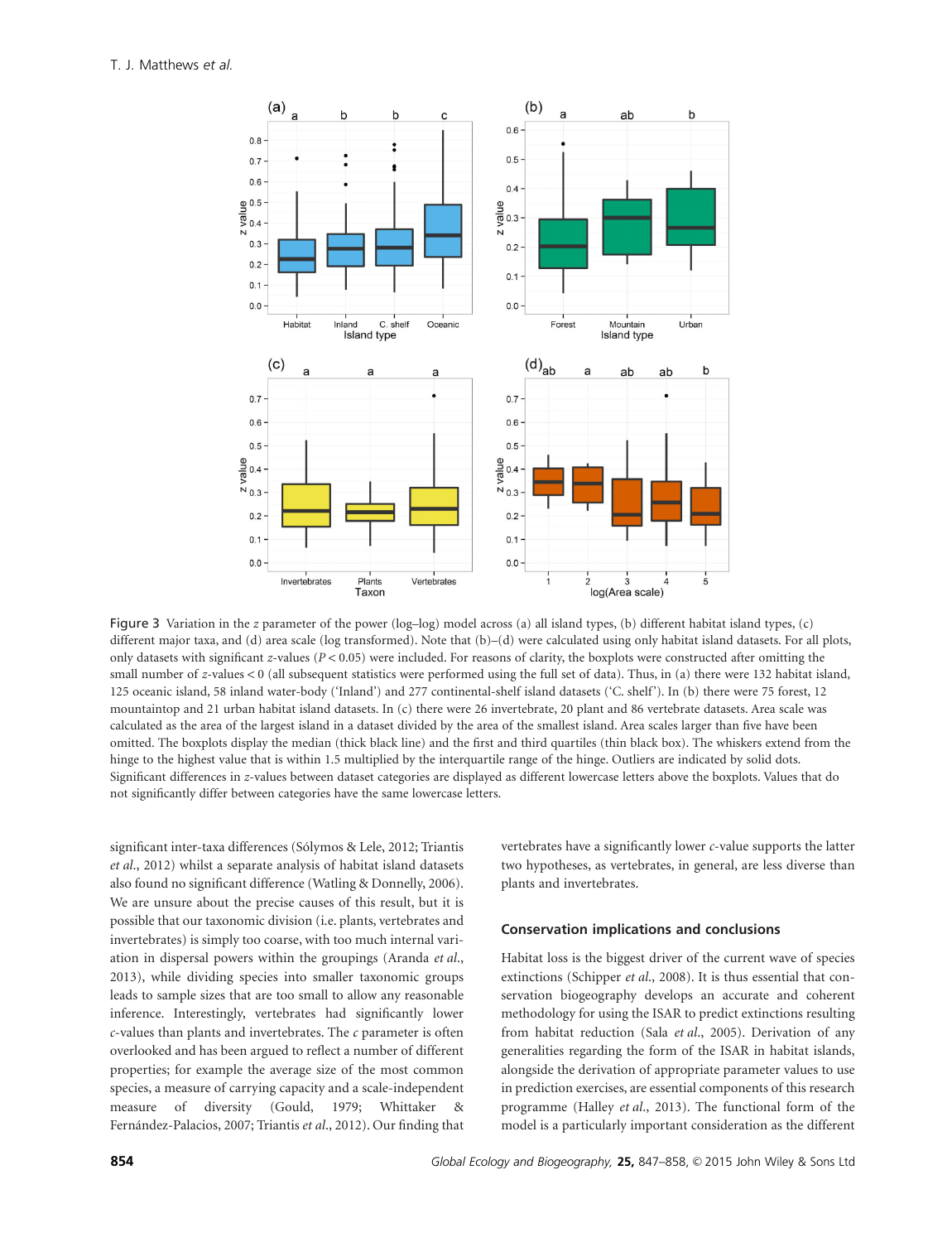Figure 3 Variation in the $z$ parameter of the power (log–log) model across (a) all island types, (b) different habitat island types, (c) different major taxa, and (d) area scale (log transformed). Note that (b)–(d) were calculated using only habitat island datasets. For all plots, only datasets with significant $z$-values ($P < 0.05$) were included. For reasons of clarity, the boxplots were constructed after omitting the small number of $z$-values < 0 (all subsequent statistics were performed using the full set of data). Thus, in (a) there were 132 habitat island, 125 oceanic island, 58 inland water-body ('Inland') and 277 continental-shelf island datasets ('C. shelf'). In (b) there were 75 forest, 12 mountaintop and 21 urban habitat island datasets. In (c) there were 26 invertebrate, 20 plant and 86 vertebrate datasets. Area scale was calculated as the area of the largest island in a dataset divided by the area of the smallest island. Area scales larger than five have been omitted. The boxplots display the median (thick black line) and the first and third quartiles (thin black box). The whiskers extend from the hinge to the highest value that is within 1.5 multiplied by the interquartile range of the hinge. Outliers are indicated by solid dots. Significant differences in $z$-values between dataset categories are displayed as different lowercase letters above the boxplots. Values that do not significantly differ between categories have the same lowercase letters.

significant inter-taxa differences (Sólymos & Lele, 2012; Triantis *et al.*, 2012) whilst a separate analysis of habitat island datasets also found no significant difference (Watling & Donnelly, 2006). We are unsure about the precise causes of this result, but it is possible that our taxonomic division (i.e. plants, vertebrates and invertebrates) is simply too coarse, with too much internal variation in dispersal powers within the groupings (Aranda *et al.*, 2013), while dividing species into smaller taxonomic groups leads to sample sizes that are too small to allow any reasonable inference. Interestingly, vertebrates had significantly lower $c$-values than plants and invertebrates. The $c$ parameter is often overlooked and has been argued to reflect a number of different properties; for example the average size of the most common species, a measure of carrying capacity and a scale-independent measure of diversity (Gould, 1979; Whittaker & Fernández-Palacios, 2007; Triantis *et al.*, 2012). Our finding that vertebrates have a significantly lower $c$-value supports the latter two hypotheses, as vertebrates, in general, are less diverse than plants and invertebrates.

## Conservation implications and conclusions

Habitat loss is the biggest driver of the current wave of species extinctions (Schipper *et al.*, 2008). It is thus essential that conservation biogeography develops an accurate and coherent methodology for using the ISAR to predict extinctions resulting from habitat reduction (Sala *et al.*, 2005). Derivation of any generalities regarding the form of the ISAR in habitat islands, alongside the derivation of appropriate parameter values to use in prediction exercises, are essential components of this research programme (Halley *et al.*, 2013). The functional form of the model is a particularly important consideration as the different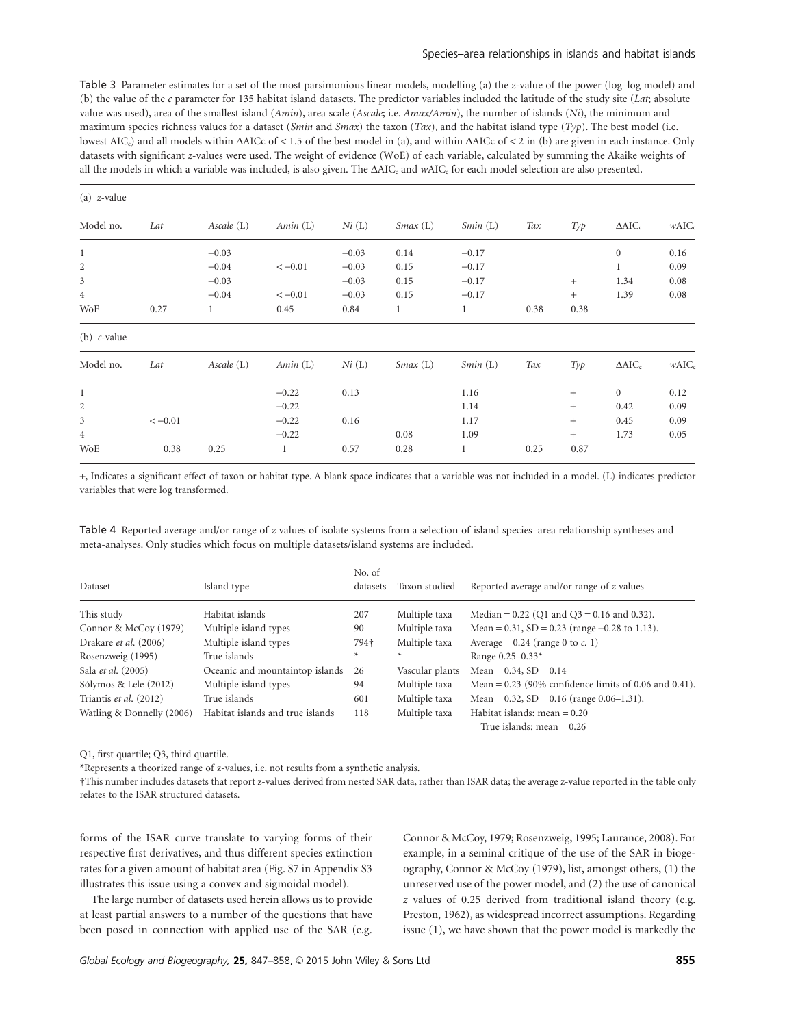Table 3 Parameter estimates for a set of the most parsimonious linear models, modelling (a) the *z*-value of the power (log–log model) and (b) the value of the *c* parameter for 135 habitat island datasets. The predictor variables included the latitude of the study site (*Lat*; absolute value was used), area of the smallest island (*Amin*), area scale (*Ascale*; i.e. *Amax/Amin*), the number of islands (*Ni*), the minimum and maximum species richness values for a dataset (*Smin* and *Smax*) the taxon (*Tax*), and the habitat island type (*Typ*). The best model (i.e. lowest $AIC_c$) and all models within $\Delta AICc$ of < 1.5 of the best model in (a), and within $\Delta AICc$ of < 2 in (b) are given in each instance. Only datasets with significant *z*-values were used. The weight of evidence (WoE) of each variable, calculated by summing the Akaike weights of all the models in which a variable was included, is also given. The $\Delta AIC_c$ and $wAIC_c$ for each model selection are also presented.

(a) *z*-value

| Model no. | *Lat* | *Ascale* (L) | *Amin* (L) | *Ni* (L) | *Smax* (L) | *Smin* (L) | *Tax* | *Typ* | $\Delta AIC_c$ | $wAIC_c$ |
|---|---|---|---|---|---|---|---|---|---|---|
| 1 | | −0.03 | | −0.03 | 0.14 | −0.17 | | | 0 | 0.16 |
| 2 | | −0.04 | < −0.01 | −0.03 | 0.15 | −0.17 | | | 1 | 0.09 |
| 3 | | −0.03 | | −0.03 | 0.15 | −0.17 | | + | 1.34 | 0.08 |
| 4 | | −0.04 | < −0.01 | −0.03 | 0.15 | −0.17 | | + | 1.39 | 0.08 |
| WoE | 0.27 | 1 | 0.45 | 0.84 | 1 | 1 | 0.38 | 0.38 | | |

(b) *c*-value

| Model no. | *Lat* | *Ascale* (L) | *Amin* (L) | *Ni* (L) | *Smax* (L) | *Smin* (L) | *Tax* | *Typ* | $\Delta AIC_c$ | $wAIC_c$ |
|---|---|---|---|---|---|---|---|---|---|---|
| 1 | | | −0.22 | 0.13 | | 1.16 | | + | 0 | 0.12 |
| 2 | | | −0.22 | | | 1.14 | | + | 0.42 | 0.09 |
| 3 | < −0.01 | | −0.22 | 0.16 | | 1.17 | | + | 0.45 | 0.09 |
| 4 | | | −0.22 | | 0.08 | 1.09 | | + | 1.73 | 0.05 |
| WoE | 0.38 | 0.25 | 1 | 0.57 | 0.28 | 1 | 0.25 | 0.87 | | |

+, Indicates a significant effect of taxon or habitat type. A blank space indicates that a variable was not included in a model. (L) indicates predictor variables that were log transformed.

Table 4 Reported average and/or range of *z* values of isolate systems from a selection of island species–area relationship syntheses and meta-analyses. Only studies which focus on multiple datasets/island systems are included.

| Dataset | Island type | No. of datasets | Taxon studied | Reported average and/or range of *z* values |
|---|---|---|---|---|
| This study | Habitat islands | 207 | Multiple taxa | Median = 0.22 (Q1 and Q3 = 0.16 and 0.32). |
| Connor & McCoy (1979) | Multiple island types | 90 | Multiple taxa | Mean = 0.31, SD = 0.23 (range −0.28 to 1.13). |
| Drakare *et al.* (2006) | Multiple island types | 794† | Multiple taxa | Average = 0.24 (range 0 to *c.* 1) |
| Rosenzweig (1995) | True islands | * | * | Range 0.25–0.33* |
| Sala *et al.* (2005) | Oceanic and mountaintop islands | 26 | Vascular plants | Mean = 0.34, SD = 0.14 |
| Sólymos & Lele (2012) | Multiple island types | 94 | Multiple taxa | Mean = 0.23 (90% confidence limits of 0.06 and 0.41). |
| Triantis *et al.* (2012) | True islands | 601 | Multiple taxa | Mean = 0.32, SD = 0.16 (range 0.06–1.31). |
| Watling & Donnelly (2006) | Habitat islands and true islands | 118 | Multiple taxa | Habitat islands: mean = 0.20<br>True islands: mean = 0.26 |

Q1, first quartile; Q3, third quartile.

*Represents a theorized range of z-values, i.e. not results from a synthetic analysis.

†This number includes datasets that report z-values derived from nested SAR data, rather than ISAR data; the average z-value reported in the table only relates to the ISAR structured datasets.

forms of the ISAR curve translate to varying forms of their respective first derivatives, and thus different species extinction rates for a given amount of habitat area (Fig. S7 in Appendix S3 illustrates this issue using a convex and sigmoidal model).

The large number of datasets used herein allows us to provide at least partial answers to a number of the questions that have been posed in connection with applied use of the SAR (e.g. Connor & McCoy, 1979; Rosenzweig, 1995; Laurance, 2008). For example, in a seminal critique of the use of the SAR in biogeography, Connor & McCoy (1979), list, amongst others, (1) the unreserved use of the power model, and (2) the use of canonical *z* values of 0.25 derived from traditional island theory (e.g. Preston, 1962), as widespread incorrect assumptions. Regarding issue (1), we have shown that the power model is markedly the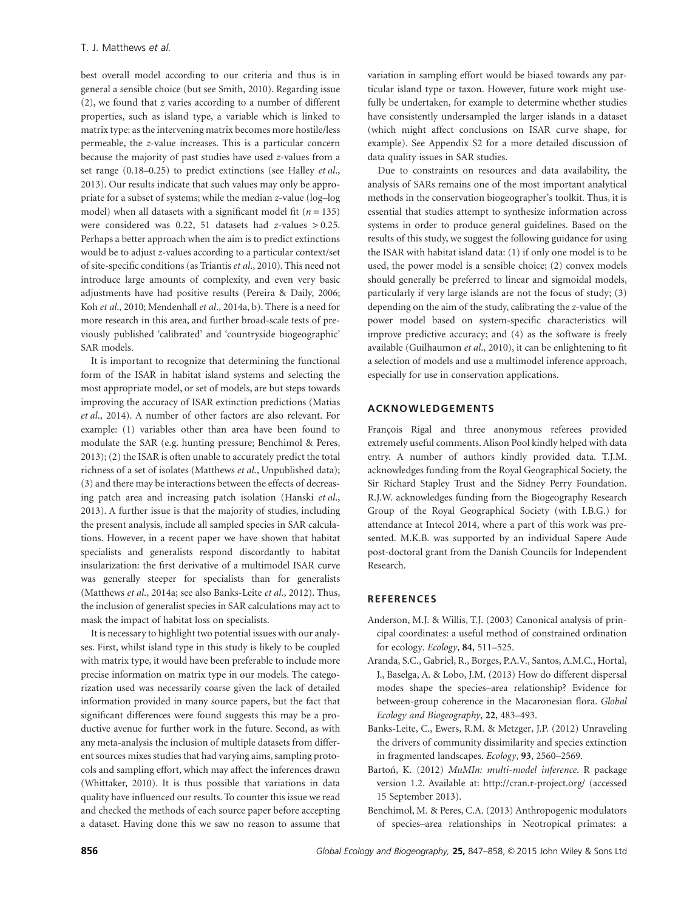best overall model according to our criteria and thus is in general a sensible choice (but see Smith, 2010). Regarding issue (2), we found that $z$ varies according to a number of different properties, such as island type, a variable which is linked to matrix type: as the intervening matrix becomes more hostile/less permeable, the $z$-value increases. This is a particular concern because the majority of past studies have used $z$-values from a set range (0.18–0.25) to predict extinctions (see Halley *et al.*, 2013). Our results indicate that such values may only be appropriate for a subset of systems; while the median $z$-value (log–log model) when all datasets with a significant model fit ($n = 135$) were considered was 0.22, 51 datasets had $z$-values $> 0.25$. Perhaps a better approach when the aim is to predict extinctions would be to adjust $z$-values according to a particular context/set of site-specific conditions (as Triantis *et al.*, 2010). This need not introduce large amounts of complexity, and even very basic adjustments have had positive results (Pereira & Daily, 2006; Koh *et al.*, 2010; Mendenhall *et al.*, 2014a, b). There is a need for more research in this area, and further broad-scale tests of previously published 'calibrated' and 'countryside biogeographic' SAR models.

It is important to recognize that determining the functional form of the ISAR in habitat island systems and selecting the most appropriate model, or set of models, are but steps towards improving the accuracy of ISAR extinction predictions (Matias *et al.*, 2014). A number of other factors are also relevant. For example: (1) variables other than area have been found to modulate the SAR (e.g. hunting pressure; Benchimol & Peres, 2013); (2) the ISAR is often unable to accurately predict the total richness of a set of isolates (Matthews *et al.*, Unpublished data); (3) and there may be interactions between the effects of decreasing patch area and increasing patch isolation (Hanski *et al.*, 2013). A further issue is that the majority of studies, including the present analysis, include all sampled species in SAR calculations. However, in a recent paper we have shown that habitat specialists and generalists respond discordantly to habitat insularization: the first derivative of a multimodel ISAR curve was generally steeper for specialists than for generalists (Matthews *et al.*, 2014a; see also Banks-Leite *et al.*, 2012). Thus, the inclusion of generalist species in SAR calculations may act to mask the impact of habitat loss on specialists.

It is necessary to highlight two potential issues with our analyses. First, whilst island type in this study is likely to be coupled with matrix type, it would have been preferable to include more precise information on matrix type in our models. The categorization used was necessarily coarse given the lack of detailed information provided in many source papers, but the fact that significant differences were found suggests this may be a productive avenue for further work in the future. Second, as with any meta-analysis the inclusion of multiple datasets from different sources mixes studies that had varying aims, sampling protocols and sampling effort, which may affect the inferences drawn (Whittaker, 2010). It is thus possible that variations in data quality have influenced our results. To counter this issue we read and checked the methods of each source paper before accepting a dataset. Having done this we saw no reason to assume that variation in sampling effort would be biased towards any particular island type or taxon. However, future work might usefully be undertaken, for example to determine whether studies have consistently undersampled the larger islands in a dataset (which might affect conclusions on ISAR curve shape, for example). See Appendix S2 for a more detailed discussion of data quality issues in SAR studies.

Due to constraints on resources and data availability, the analysis of SARs remains one of the most important analytical methods in the conservation biogeographer's toolkit. Thus, it is essential that studies attempt to synthesize information across systems in order to produce general guidelines. Based on the results of this study, we suggest the following guidance for using the ISAR with habitat island data: (1) if only one model is to be used, the power model is a sensible choice; (2) convex models should generally be preferred to linear and sigmoidal models, particularly if very large islands are not the focus of study; (3) depending on the aim of the study, calibrating the $z$-value of the power model based on system-specific characteristics will improve predictive accuracy; and (4) as the software is freely available (Guilhaumon *et al.*, 2010), it can be enlightening to fit a selection of models and use a multimodel inference approach, especially for use in conservation applications.

## ACKNOWLEDGEMENTS

François Rigal and three anonymous referees provided extremely useful comments. Alison Pool kindly helped with data entry. A number of authors kindly provided data. T.J.M. acknowledges funding from the Royal Geographical Society, the Sir Richard Stapley Trust and the Sidney Perry Foundation. R.J.W. acknowledges funding from the Biogeography Research Group of the Royal Geographical Society (with I.B.G.) for attendance at Intecol 2014, where a part of this work was presented. M.K.B. was supported by an individual Sapere Aude post-doctoral grant from the Danish Councils for Independent Research.

## REFERENCES

Anderson, M.J. & Willis, T.J. (2003) Canonical analysis of principal coordinates: a useful method of constrained ordination for ecology. *Ecology*, **84**, 511–525.

Aranda, S.C., Gabriel, R., Borges, P.A.V., Santos, A.M.C., Hortal, J., Baselga, A. & Lobo, J.M. (2013) How do different dispersal modes shape the species–area relationship? Evidence for between-group coherence in the Macaronesian flora. *Global Ecology and Biogeography*, **22**, 483–493.

Banks-Leite, C., Ewers, R.M. & Metzger, J.P. (2012) Unraveling the drivers of community dissimilarity and species extinction in fragmented landscapes. *Ecology*, **93**, 2560–2569.

Bartoń, K. (2012) *MuMIn: multi-model inference*. R package version 1.2. Available at: http://cran.r-project.org/ (accessed 15 September 2013).

Benchimol, M. & Peres, C.A. (2013) Anthropogenic modulators of species–area relationships in Neotropical primates: a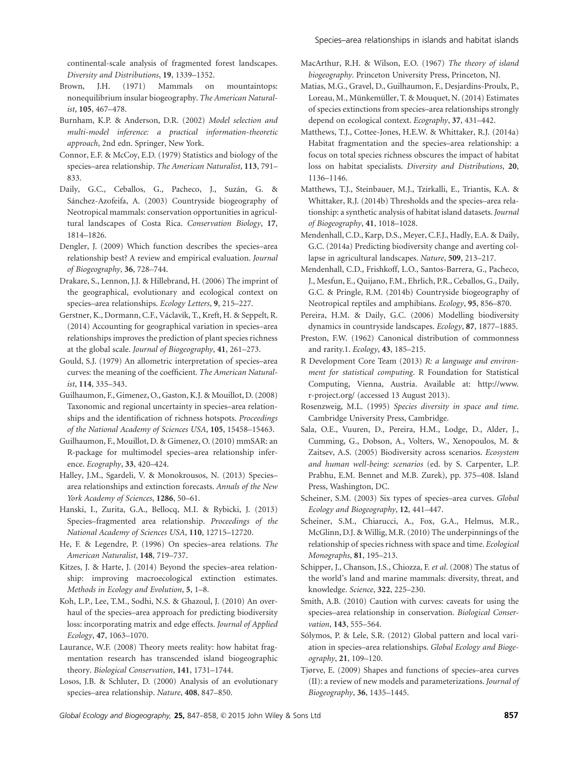continental-scale analysis of fragmented forest landscapes. *Diversity and Distributions*, **19**, 1339–1352.

Brown, J.H. (1971) Mammals on mountaintops: nonequilibrium insular biogeography. *The American Naturalist*, **105**, 467–478.

Burnham, K.P. & Anderson, D.R. (2002) *Model selection and multi-model inference: a practical information-theoretic approach*, 2nd edn. Springer, New York.

Connor, E.F. & McCoy, E.D. (1979) Statistics and biology of the species–area relationship. *The American Naturalist*, **113**, 791–833.

Daily, G.C., Ceballos, G., Pacheco, J., Suzán, G. & Sánchez-Azofeifa, A. (2003) Countryside biogeography of Neotropical mammals: conservation opportunities in agricultural landscapes of Costa Rica. *Conservation Biology*, **17**, 1814–1826.

Dengler, J. (2009) Which function describes the species–area relationship best? A review and empirical evaluation. *Journal of Biogeography*, **36**, 728–744.

Drakare, S., Lennon, J.J. & Hillebrand, H. (2006) The imprint of the geographical, evolutionary and ecological context on species–area relationships. *Ecology Letters*, **9**, 215–227.

Gerstner, K., Dormann, C.F., Václavík, T., Kreft, H. & Seppelt, R. (2014) Accounting for geographical variation in species–area relationships improves the prediction of plant species richness at the global scale. *Journal of Biogeography*, **41**, 261–273.

Gould, S.J. (1979) An allometric interpretation of species–area curves: the meaning of the coefficient. *The American Naturalist*, **114**, 335–343.

Guilhaumon, F., Gimenez, O., Gaston, K.J. & Mouillot, D. (2008) Taxonomic and regional uncertainty in species–area relationships and the identification of richness hotspots. *Proceedings of the National Academy of Sciences USA*, **105**, 15458–15463.

Guilhaumon, F., Mouillot, D. & Gimenez, O. (2010) mmSAR: an R-package for multimodel species–area relationship inference. *Ecography*, **33**, 420–424.

Halley, J.M., Sgardeli, V. & Monokrousos, N. (2013) Species–area relationships and extinction forecasts. *Annals of the New York Academy of Sciences*, **1286**, 50–61.

Hanski, I., Zurita, G.A., Bellocq, M.I. & Rybicki, J. (2013) Species–fragmented area relationship. *Proceedings of the National Academy of Sciences USA*, **110**, 12715–12720.

He, F. & Legendre, P. (1996) On species–area relations. *The American Naturalist*, **148**, 719–737.

Kitzes, J. & Harte, J. (2014) Beyond the species–area relationship: improving macroecological extinction estimates. *Methods in Ecology and Evolution*, **5**, 1–8.

Koh, L.P., Lee, T.M., Sodhi, N.S. & Ghazoul, J. (2010) An overhaul of the species–area approach for predicting biodiversity loss: incorporating matrix and edge effects. *Journal of Applied Ecology*, **47**, 1063–1070.

Laurance, W.F. (2008) Theory meets reality: how habitat fragmentation research has transcended island biogeographic theory. *Biological Conservation*, **141**, 1731–1744.

Losos, J.B. & Schluter, D. (2000) Analysis of an evolutionary species–area relationship. *Nature*, **408**, 847–850.

MacArthur, R.H. & Wilson, E.O. (1967) *The theory of island biogeography*. Princeton University Press, Princeton, NJ.

Matias, M.G., Gravel, D., Guilhaumon, F., Desjardins-Proulx, P., Loreau, M., Münkemüller, T. & Mouquet, N. (2014) Estimates of species extinctions from species–area relationships strongly depend on ecological context. *Ecography*, **37**, 431–442.

Matthews, T.J., Cottee-Jones, H.E.W. & Whittaker, R.J. (2014a) Habitat fragmentation and the species–area relationship: a focus on total species richness obscures the impact of habitat loss on habitat specialists. *Diversity and Distributions*, **20**, 1136–1146.

Matthews, T.J., Steinbauer, M.J., Tzirkalli, E., Triantis, K.A. & Whittaker, R.J. (2014b) Thresholds and the species–area relationship: a synthetic analysis of habitat island datasets. *Journal of Biogeography*, **41**, 1018–1028.

Mendenhall, C.D., Karp, D.S., Meyer, C.F.J., Hadly, E.A. & Daily, G.C. (2014a) Predicting biodiversity change and averting collapse in agricultural landscapes. *Nature*, **509**, 213–217.

Mendenhall, C.D., Frishkoff, L.O., Santos-Barrera, G., Pacheco, J., Mesfun, E., Quijano, F.M., Ehrlich, P.R., Ceballos, G., Daily, G.C. & Pringle, R.M. (2014b) Countryside biogeography of Neotropical reptiles and amphibians. *Ecology*, **95**, 856–870.

Pereira, H.M. & Daily, G.C. (2006) Modelling biodiversity dynamics in countryside landscapes. *Ecology*, **87**, 1877–1885.

Preston, F.W. (1962) Canonical distribution of commonness and rarity.1. *Ecology*, **43**, 185–215.

R Development Core Team (2013) *R: a language and environment for statistical computing*. R Foundation for Statistical Computing, Vienna, Austria. Available at: http://www.r-project.org/ (accessed 13 August 2013).

Rosenzweig, M.L. (1995) *Species diversity in space and time*. Cambridge University Press, Cambridge.

Sala, O.E., Vuuren, D., Pereira, H.M., Lodge, D., Alder, J., Cumming, G., Dobson, A., Volters, W., Xenopoulos, M. & Zaitsev, A.S. (2005) Biodiversity across scenarios. *Ecosystem and human well-being: scenarios* (ed. by S. Carpenter, L.P. Prabhu, E.M. Bennet and M.B. Zurek), pp. 375–408. Island Press, Washington, DC.

Scheiner, S.M. (2003) Six types of species–area curves. *Global Ecology and Biogeography*, **12**, 441–447.

Scheiner, S.M., Chiarucci, A., Fox, G.A., Helmus, M.R., McGlinn, D.J. & Willig, M.R. (2010) The underpinnings of the relationship of species richness with space and time. *Ecological Monographs*, **81**, 195–213.

Schipper, J., Chanson, J.S., Chiozza, F. *et al*. (2008) The status of the world's land and marine mammals: diversity, threat, and knowledge. *Science*, **322**, 225–230.

Smith, A.B. (2010) Caution with curves: caveats for using the species–area relationship in conservation. *Biological Conservation*, **143**, 555–564.

Sólymos, P. & Lele, S.R. (2012) Global pattern and local variation in species–area relationships. *Global Ecology and Biogeography*, **21**, 109–120.

Tjørve, E. (2009) Shapes and functions of species–area curves (II): a review of new models and parameterizations. *Journal of Biogeography*, **36**, 1435–1445.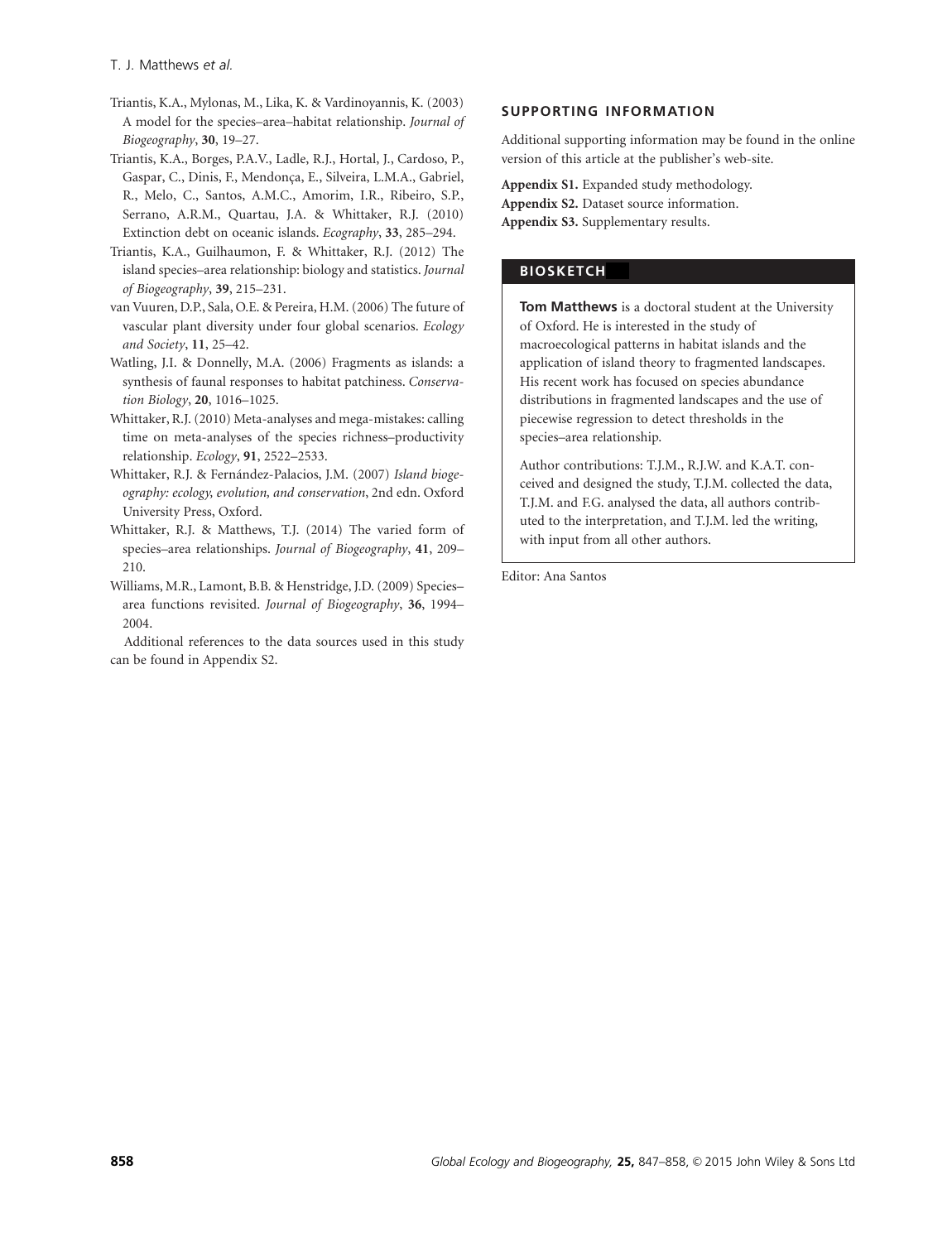Triantis, K.A., Mylonas, M., Lika, K. & Vardinoyannis, K. (2003) A model for the species–area–habitat relationship. *Journal of Biogeography*, **30**, 19–27.

Triantis, K.A., Borges, P.A.V., Ladle, R.J., Hortal, J., Cardoso, P., Gaspar, C., Dinis, F., Mendonça, E., Silveira, L.M.A., Gabriel, R., Melo, C., Santos, A.M.C., Amorim, I.R., Ribeiro, S.P., Serrano, A.R.M., Quartau, J.A. & Whittaker, R.J. (2010) Extinction debt on oceanic islands. *Ecography*, **33**, 285–294.

Triantis, K.A., Guilhaumon, F. & Whittaker, R.J. (2012) The island species–area relationship: biology and statistics. *Journal of Biogeography*, **39**, 215–231.

van Vuuren, D.P., Sala, O.E. & Pereira, H.M. (2006) The future of vascular plant diversity under four global scenarios. *Ecology and Society*, **11**, 25–42.

Watling, J.I. & Donnelly, M.A. (2006) Fragments as islands: a synthesis of faunal responses to habitat patchiness. *Conservation Biology*, **20**, 1016–1025.

Whittaker, R.J. (2010) Meta-analyses and mega-mistakes: calling time on meta-analyses of the species richness–productivity relationship. *Ecology*, **91**, 2522–2533.

Whittaker, R.J. & Fernández-Palacios, J.M. (2007) *Island biogeography: ecology, evolution, and conservation*, 2nd edn. Oxford University Press, Oxford.

Whittaker, R.J. & Matthews, T.J. (2014) The varied form of species–area relationships. *Journal of Biogeography*, **41**, 209–210.

Williams, M.R., Lamont, B.B. & Henstridge, J.D. (2009) Species–area functions revisited. *Journal of Biogeography*, **36**, 1994–2004.

Additional references to the data sources used in this study can be found in Appendix S2.

## SUPPORTING INFORMATION

Additional supporting information may be found in the online version of this article at the publisher's web-site.

**Appendix S1.** Expanded study methodology.
**Appendix S2.** Dataset source information.
**Appendix S3.** Supplementary results.

## BIOSKETCH

**Tom Matthews** is a doctoral student at the University of Oxford. He is interested in the study of macroecological patterns in habitat islands and the application of island theory to fragmented landscapes. His recent work has focused on species abundance distributions in fragmented landscapes and the use of piecewise regression to detect thresholds in the species–area relationship.

Author contributions: T.J.M., R.J.W. and K.A.T. conceived and designed the study, T.J.M. collected the data, T.J.M. and F.G. analysed the data, all authors contributed to the interpretation, and T.J.M. led the writing, with input from all other authors.

Editor: Ana Santos